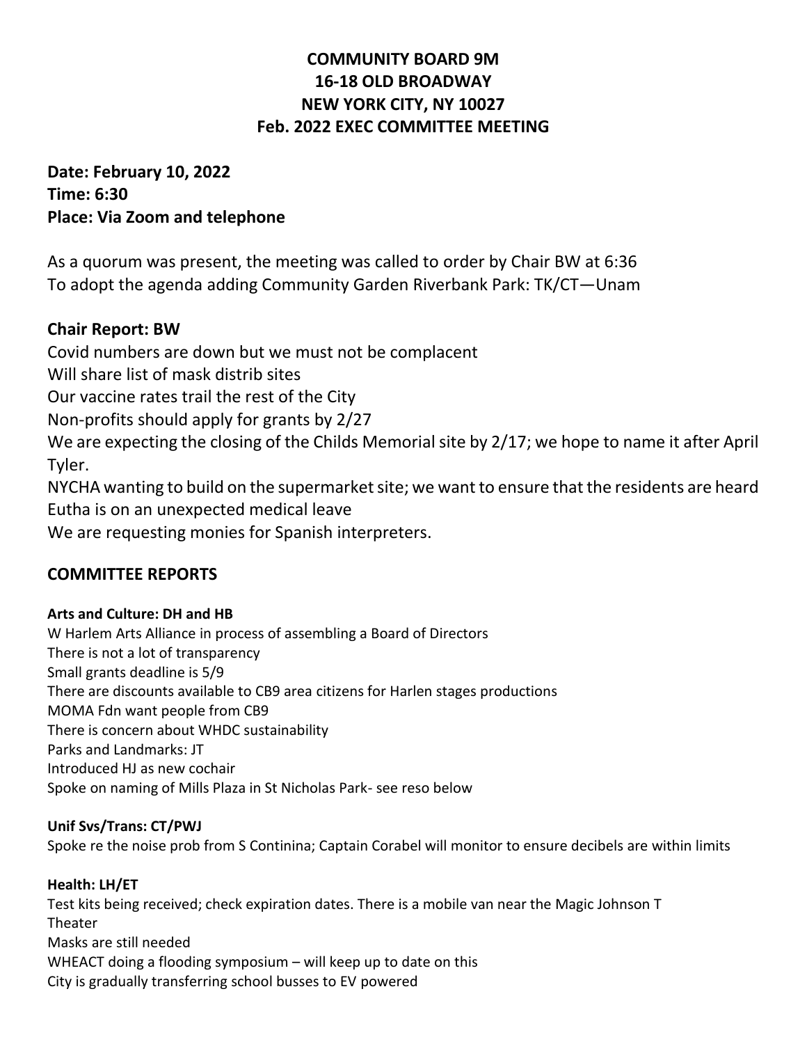# COMMUNITY BOARD 9M
# 16-18 OLD BROADWAY
# NEW YORK CITY, NY 10027
# Feb. 2022 EXEC COMMITTEE MEETING

**Date: February 10, 2022**
**Time: 6:30**
**Place: Via Zoom and telephone**

As a quorum was present, the meeting was called to order by Chair BW at 6:36
To adopt the agenda adding Community Garden Riverbank Park: TK/CT—Unam

## Chair Report: BW

Covid numbers are down but we must not be complacent
Will share list of mask distrib sites
Our vaccine rates trail the rest of the City
Non-profits should apply for grants by 2/27
We are expecting the closing of the Childs Memorial site by 2/17; we hope to name it after April Tyler.
NYCHA wanting to build on the supermarket site; we want to ensure that the residents are heard
Eutha is on an unexpected medical leave
We are requesting monies for Spanish interpreters.

## COMMITTEE REPORTS

### Arts and Culture: DH and HB

W Harlem Arts Alliance in process of assembling a Board of Directors
There is not a lot of transparency
Small grants deadline is 5/9
There are discounts available to CB9 area citizens for Harlen stages productions
MOMA Fdn want people from CB9
There is concern about WHDC sustainability
Parks and Landmarks: JT
Introduced HJ as new cochair
Spoke on naming of Mills Plaza in St Nicholas Park- see reso below

### Unif Svs/Trans: CT/PWJ

Spoke re the noise prob from S Continina; Captain Corabel will monitor to ensure decibels are within limits

### Health: LH/ET

Test kits being received; check expiration dates. There is a mobile van near the Magic Johnson T Theater
Masks are still needed
WHEACT doing a flooding symposium – will keep up to date on this
City is gradually transferring school busses to EV powered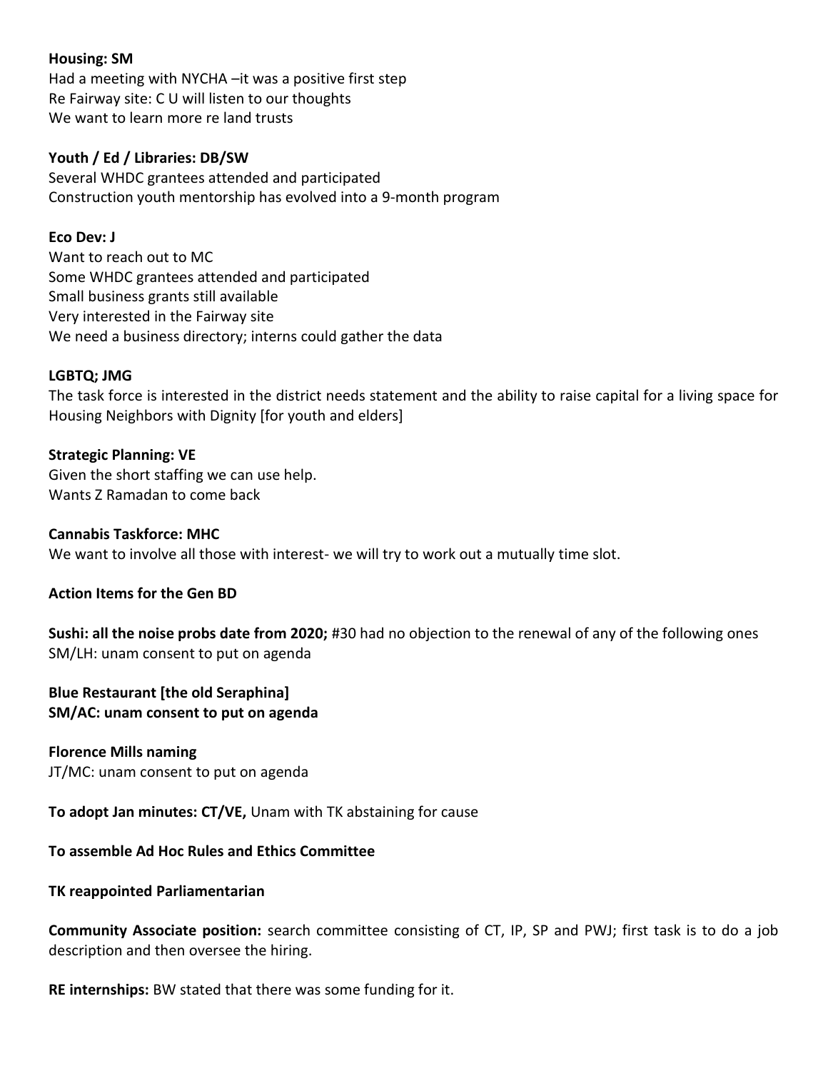**Housing: SM**
Had a meeting with NYCHA –it was a positive first step
Re Fairway site: C U will listen to our thoughts
We want to learn more re land trusts

**Youth / Ed / Libraries: DB/SW**
Several WHDC grantees attended and participated
Construction youth mentorship has evolved into a 9-month program

**Eco Dev: J**
Want to reach out to MC
Some WHDC grantees attended and participated
Small business grants still available
Very interested in the Fairway site
We need a business directory; interns could gather the data

**LGBTQ; JMG**
The task force is interested in the district needs statement and the ability to raise capital for a living space for Housing Neighbors with Dignity [for youth and elders]

**Strategic Planning: VE**
Given the short staffing we can use help.
Wants Z Ramadan to come back

**Cannabis Taskforce: MHC**
We want to involve all those with interest- we will try to work out a mutually time slot.

**Action Items for the Gen BD**

**Sushi: all the noise probs date from 2020;** #30 had no objection to the renewal of any of the following ones
SM/LH: unam consent to put on agenda

**Blue Restaurant [the old Seraphina]**
**SM/AC: unam consent to put on agenda**

**Florence Mills naming**
JT/MC: unam consent to put on agenda

**To adopt Jan minutes: CT/VE,** Unam with TK abstaining for cause

**To assemble Ad Hoc Rules and Ethics Committee**

**TK reappointed Parliamentarian**

**Community Associate position:** search committee consisting of CT, IP, SP and PWJ; first task is to do a job description and then oversee the hiring.

**RE internships:** BW stated that there was some funding for it.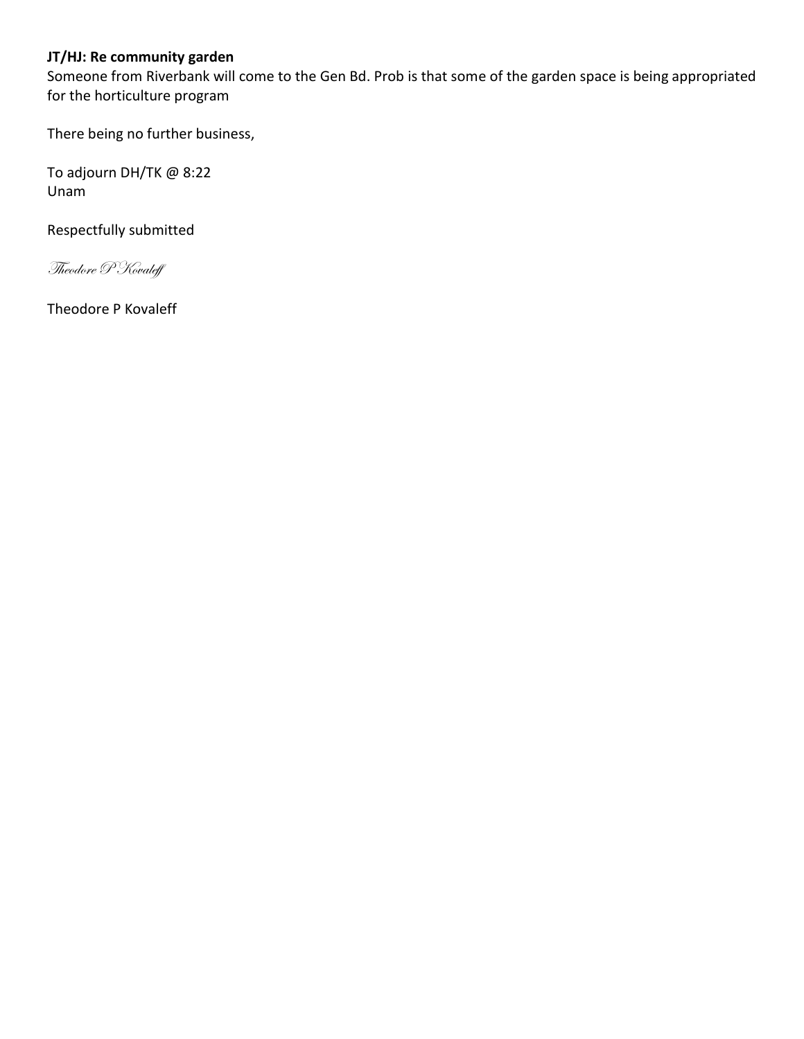**JT/HJ: Re community garden**
Someone from Riverbank will come to the Gen Bd. Prob is that some of the garden space is being appropriated for the horticulture program

There being no further business,

To adjourn DH/TK @ 8:22
Unam

Respectfully submitted

*Theodore P Kovaleff*

Theodore P Kovaleff